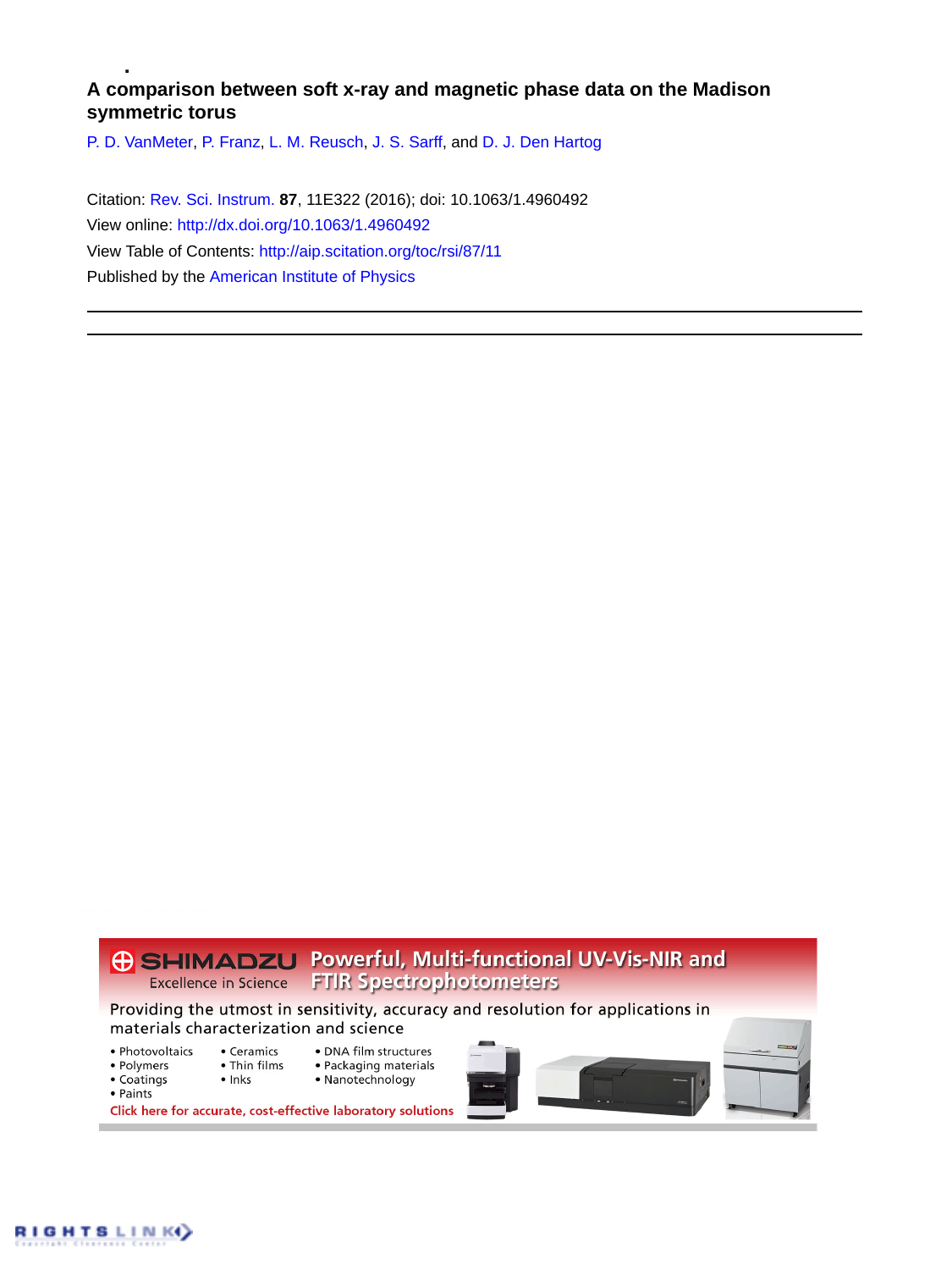# A comparison between soft x-ray and magnetic phase data on the Madison symmetric torus

P. D. VanMeter, P. Franz, L. M. Reusch, J. S. Sarff, and D. J. Den Hartog

Citation: Rev. Sci. Instrum. **87**, 11E322 (2016); doi: 10.1063/1.4960492

View online: http://dx.doi.org/10.1063/1.4960492

View Table of Contents: http://aip.scitation.org/toc/rsi/87/11

Published by the American Institute of Physics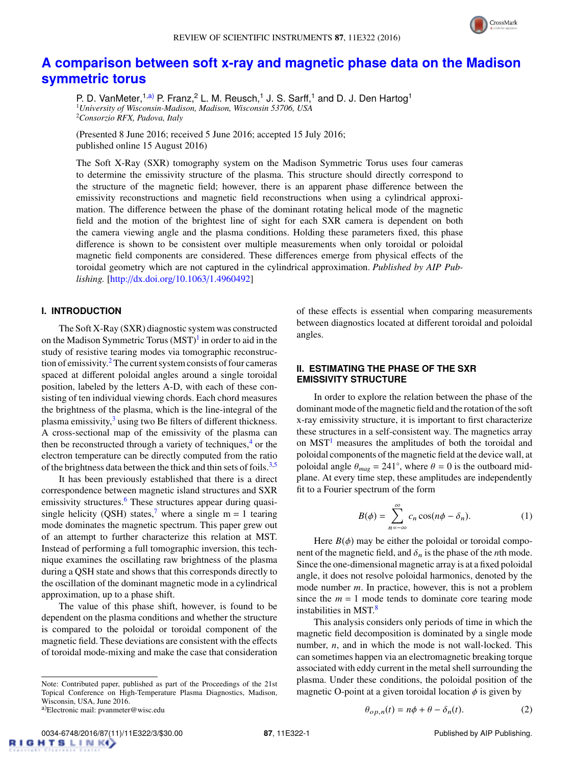# A comparison between soft x-ray and magnetic phase data on the Madison symmetric torus

P. D. VanMeter,[1,a)] P. Franz,[2] L. M. Reusch,[1] J. S. Sarff,[1] and D. J. Den Hartog[1]

[1]*University of Wisconsin-Madison, Madison, Wisconsin 53706, USA*
[2]*Consorzio RFX, Padova, Italy*

(Presented 8 June 2016; received 5 June 2016; accepted 15 July 2016; published online 15 August 2016)

The Soft X-Ray (SXR) tomography system on the Madison Symmetric Torus uses four cameras to determine the emissivity structure of the plasma. This structure should directly correspond to the structure of the magnetic field; however, there is an apparent phase difference between the emissivity reconstructions and magnetic field reconstructions when using a cylindrical approximation. The difference between the phase of the dominant rotating helical mode of the magnetic field and the motion of the brightest line of sight for each SXR camera is dependent on both the camera viewing angle and the plasma conditions. Holding these parameters fixed, this phase difference is shown to be consistent over multiple measurements when only toroidal or poloidal magnetic field components are considered. These differences emerge from physical effects of the toroidal geometry which are not captured in the cylindrical approximation. *Published by AIP Publishing.* [http://dx.doi.org/10.1063/1.4960492]

## I. INTRODUCTION

The Soft X-Ray (SXR) diagnostic system was constructed on the Madison Symmetric Torus (MST)[1] in order to aid in the study of resistive tearing modes via tomographic reconstruction of emissivity.[2] The current system consists of four cameras spaced at different poloidal angles around a single toroidal position, labeled by the letters A-D, with each of these consisting of ten individual viewing chords. Each chord measures the brightness of the plasma, which is the line-integral of the plasma emissivity,[3] using two Be filters of different thickness. A cross-sectional map of the emissivity of the plasma can then be reconstructed through a variety of techniques,[4] or the electron temperature can be directly computed from the ratio of the brightness data between the thick and thin sets of foils.[3,5]

It has been previously established that there is a direct correspondence between magnetic island structures and SXR emissivity structures.[6] These structures appear during quasi-single helicity (QSH) states,[7] where a single m = 1 tearing mode dominates the magnetic spectrum. This paper grew out of an attempt to further characterize this relation at MST. Instead of performing a full tomographic inversion, this technique examines the oscillating raw brightness of the plasma during a QSH state and shows that this corresponds directly to the oscillation of the dominant magnetic mode in a cylindrical approximation, up to a phase shift.

The value of this phase shift, however, is found to be dependent on the plasma conditions and whether the structure is compared to the poloidal or toroidal component of the magnetic field. These deviations are consistent with the effects of toroidal mode-mixing and make the case that consideration of these effects is essential when comparing measurements between diagnostics located at different toroidal and poloidal angles.

## II. ESTIMATING THE PHASE OF THE SXR EMISSIVITY STRUCTURE

In order to explore the relation between the phase of the dominant mode of the magnetic field and the rotation of the soft x-ray emissivity structure, it is important to first characterize these structures in a self-consistent way. The magnetics array on MST[1] measures the amplitudes of both the toroidal and poloidal components of the magnetic field at the device wall, at poloidal angle $\theta_{mag} = 241°$, where $\theta = 0$ is the outboard midplane. At every time step, these amplitudes are independently fit to a Fourier spectrum of the form

$$B(\phi) = \sum_{n=-\infty}^{\infty} c_n \cos(n\phi - \delta_n). \tag{1}$$

Here $B(\phi)$ may be either the poloidal or toroidal component of the magnetic field, and $\delta_n$ is the phase of the $n$th mode. Since the one-dimensional magnetic array is at a fixed poloidal angle, it does not resolve poloidal harmonics, denoted by the mode number $m$. In practice, however, this is not a problem since the $m = 1$ mode tends to dominate core tearing mode instabilities in MST.[8]

This analysis considers only periods of time in which the magnetic field decomposition is dominated by a single mode number, $n$, and in which the mode is not wall-locked. This can sometimes happen via an electromagnetic breaking torque associated with eddy current in the metal shell surrounding the plasma. Under these conditions, the poloidal position of the magnetic O-point at a given toroidal location $\phi$ is given by

$$\theta_{op,n}(t) = n\phi + \theta - \delta_n(t). \tag{2}$$

Note: Contributed paper, published as part of the Proceedings of the 21st Topical Conference on High-Temperature Plasma Diagnostics, Madison, Wisconsin, USA, June 2016.

[a)]Electronic mail: pvanmeter@wisc.edu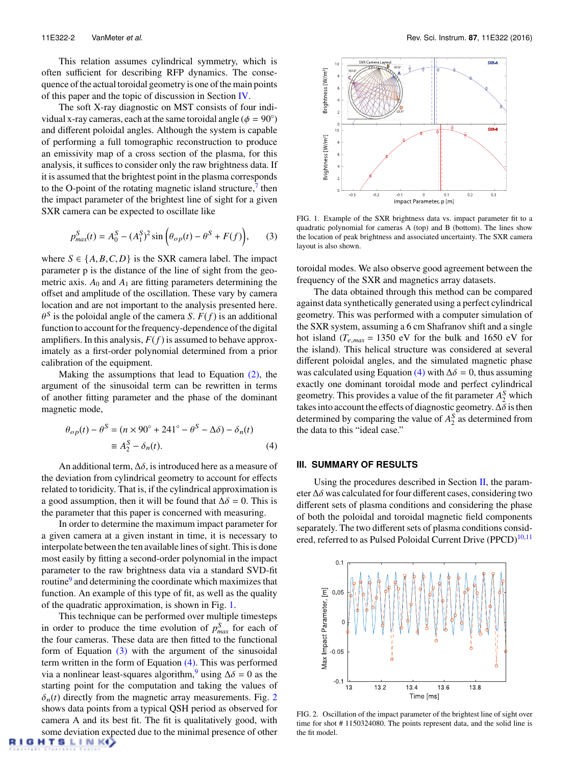This relation assumes cylindrical symmetry, which is often sufficient for describing RFP dynamics. The consequence of the actual toroidal geometry is one of the main points of this paper and the topic of discussion in Section IV.

The soft X-ray diagnostic on MST consists of four individual x-ray cameras, each at the same toroidal angle ($\phi = 90°$) and different poloidal angles. Although the system is capable of performing a full tomographic reconstruction to produce an emissivity map of a cross section of the plasma, for this analysis, it suffices to consider only the raw brightness data. If it is assumed that the brightest point in the plasma corresponds to the O-point of the rotating magnetic island structure,[7] then the impact parameter of the brightest line of sight for a given SXR camera can be expected to oscillate like

$$p^S_{max}(t) = A^S_0 - (A^S_1)^2 \sin\left(\theta_{op}(t) - \theta^S + F(f)\right), \qquad (3)$$

where $S \in \{A, B, C, D\}$ is the SXR camera label. The impact parameter p is the distance of the line of sight from the geometric axis. $A_0$ and $A_1$ are fitting parameters determining the offset and amplitude of the oscillation. These vary by camera location and are not important to the analysis presented here. $\theta^S$ is the poloidal angle of the camera $S$. $F(f)$ is an additional function to account for the frequency-dependence of the digital amplifiers. In this analysis, $F(f)$ is assumed to behave approximately as a first-order polynomial determined from a prior calibration of the equipment.

Making the assumptions that lead to Equation (2), the argument of the sinusoidal term can be rewritten in terms of another fitting parameter and the phase of the dominant magnetic mode,

$$\begin{aligned}\theta_{op}(t) - \theta^S &= (n \times 90° + 241° - \theta^S - \Delta\delta) - \delta_n(t) \\ &\equiv A^S_2 - \delta_n(t). \end{aligned} \qquad (4)$$

An additional term, $\Delta\delta$, is introduced here as a measure of the deviation from cylindrical geometry to account for effects related to toridicity. That is, if the cylindrical approximation is a good assumption, then it will be found that $\Delta\delta = 0$. This is the parameter that this paper is concerned with measuring.

In order to determine the maximum impact parameter for a given camera at a given instant in time, it is necessary to interpolate between the ten available lines of sight. This is done most easily by fitting a second-order polynomial in the impact parameter to the raw brightness data via a standard SVD-fit routine[9] and determining the coordinate which maximizes that function. An example of this type of fit, as well as the quality of the quadratic approximation, is shown in Fig. 1.

This technique can be performed over multiple timesteps in order to produce the time evolution of $p^S_{max}$ for each of the four cameras. These data are then fitted to the functional form of Equation (3) with the argument of the sinusoidal term written in the form of Equation (4). This was performed via a nonlinear least-squares algorithm,[9] using $\Delta\delta = 0$ as the starting point for the computation and taking the values of $\delta_n(t)$ directly from the magnetic array measurements. Fig. 2 shows data points from a typical QSH period as observed for camera A and its best fit. The fit is qualitatively good, with some deviation expected due to the minimal presence of other toroidal modes. We also observe good agreement between the frequency of the SXR and magnetics array datasets.

FIG. 1. Example of the SXR brightness data vs. impact parameter fit to a quadratic polynomial for cameras A (top) and B (bottom). The lines show the location of peak brightness and associated uncertainty. The SXR camera layout is also shown.

The data obtained through this method can be compared against data synthetically generated using a perfect cylindrical geometry. This was performed with a computer simulation of the SXR system, assuming a 6 cm Shafranov shift and a single hot island ($T_{e,max}$ = 1350 eV for the bulk and 1650 eV for the island). This helical structure was considered at several different poloidal angles, and the simulated magnetic phase was calculated using Equation (4) with $\Delta\delta = 0$, thus assuming exactly one dominant toroidal mode and perfect cylindrical geometry. This provides a value of the fit parameter $A^S_2$ which takes into account the effects of diagnostic geometry. $\Delta\delta$ is then determined by comparing the value of $A^S_2$ as determined from the data to this "ideal case."

## III. SUMMARY OF RESULTS

Using the procedures described in Section II, the parameter $\Delta\delta$ was calculated for four different cases, considering two different sets of plasma conditions and considering the phase of both the poloidal and toroidal magnetic field components separately. The two different sets of plasma conditions considered, referred to as Pulsed Poloidal Current Drive (PPCD)[10,11]

FIG. 2. Oscillation of the impact parameter of the brightest line of sight over time for shot # 1150324080. The points represent data, and the solid line is the fit model.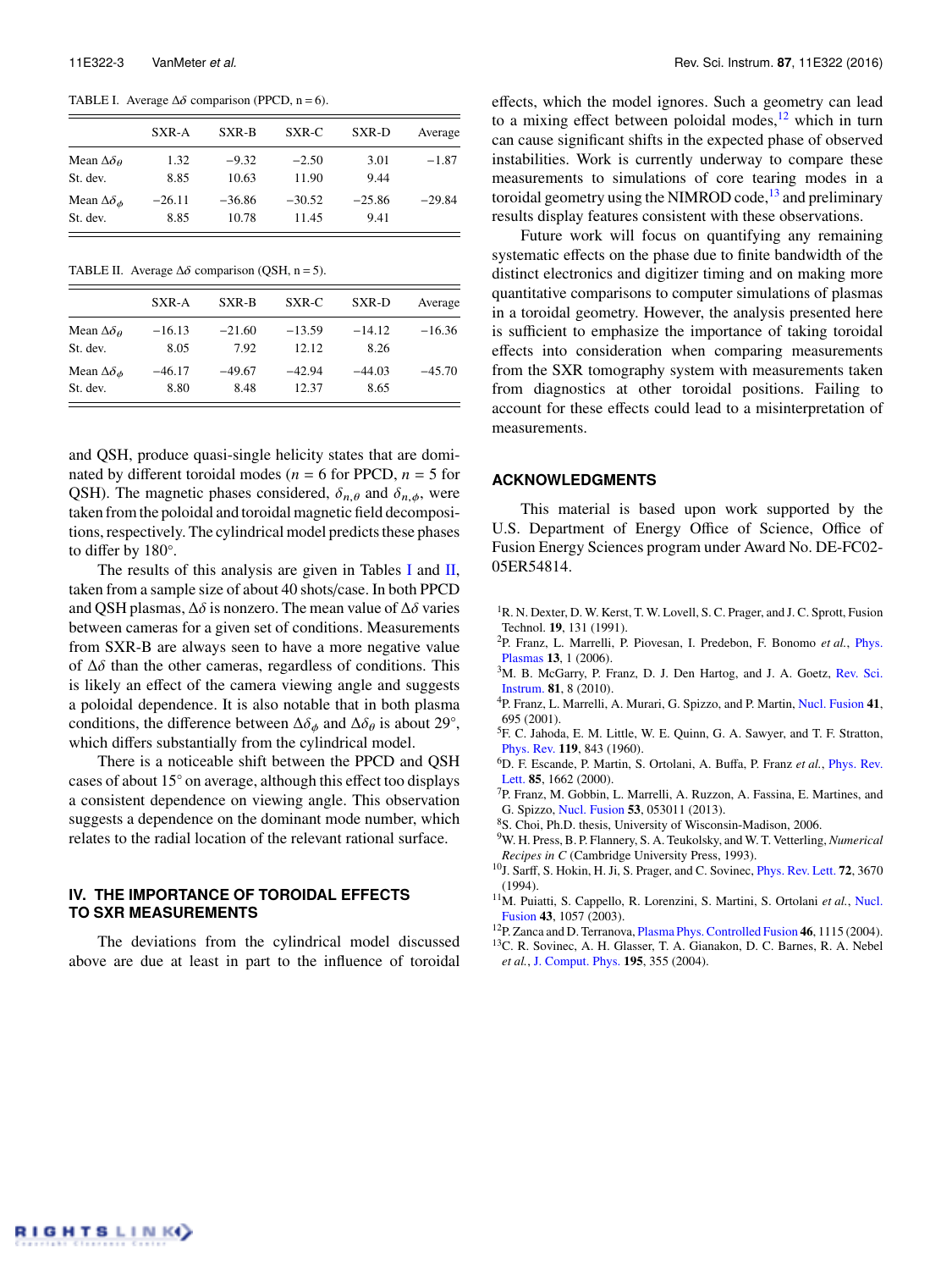TABLE I. Average $\Delta\delta$ comparison (PPCD, n = 6).

| | SXR-A | SXR-B | SXR-C | SXR-D | Average |
|---|---|---|---|---|---|
| Mean $\Delta\delta_\theta$ | 1.32 | −9.32 | −2.50 | 3.01 | −1.87 |
| St. dev. | 8.85 | 10.63 | 11.90 | 9.44 | |
| Mean $\Delta\delta_\phi$ | −26.11 | −36.86 | −30.52 | −25.86 | −29.84 |
| St. dev. | 8.85 | 10.78 | 11.45 | 9.41 | |

TABLE II. Average $\Delta\delta$ comparison (QSH, n = 5).

| | SXR-A | SXR-B | SXR-C | SXR-D | Average |
|---|---|---|---|---|---|
| Mean $\Delta\delta_\theta$ | −16.13 | −21.60 | −13.59 | −14.12 | −16.36 |
| St. dev. | 8.05 | 7.92 | 12.12 | 8.26 | |
| Mean $\Delta\delta_\phi$ | −46.17 | −49.67 | −42.94 | −44.03 | −45.70 |
| St. dev. | 8.80 | 8.48 | 12.37 | 8.65 | |

and QSH, produce quasi-single helicity states that are dominated by different toroidal modes ($n = 6$ for PPCD, $n = 5$ for QSH). The magnetic phases considered, $\delta_{n,\theta}$ and $\delta_{n,\phi}$, were taken from the poloidal and toroidal magnetic field decompositions, respectively. The cylindrical model predicts these phases to differ by 180°.

The results of this analysis are given in Tables I and II, taken from a sample size of about 40 shots/case. In both PPCD and QSH plasmas, $\Delta\delta$ is nonzero. The mean value of $\Delta\delta$ varies between cameras for a given set of conditions. Measurements from SXR-B are always seen to have a more negative value of $\Delta\delta$ than the other cameras, regardless of conditions. This is likely an effect of the camera viewing angle and suggests a poloidal dependence. It is also notable that in both plasma conditions, the difference between $\Delta\delta_\phi$ and $\Delta\delta_\theta$ is about 29°, which differs substantially from the cylindrical model.

There is a noticeable shift between the PPCD and QSH cases of about 15° on average, although this effect too displays a consistent dependence on viewing angle. This observation suggests a dependence on the dominant mode number, which relates to the radial location of the relevant rational surface.

## IV. THE IMPORTANCE OF TOROIDAL EFFECTS TO SXR MEASUREMENTS

The deviations from the cylindrical model discussed above are due at least in part to the influence of toroidal effects, which the model ignores. Such a geometry can lead to a mixing effect between poloidal modes,[12] which in turn can cause significant shifts in the expected phase of observed instabilities. Work is currently underway to compare these measurements to simulations of core tearing modes in a toroidal geometry using the NIMROD code,[13] and preliminary results display features consistent with these observations.

Future work will focus on quantifying any remaining systematic effects on the phase due to finite bandwidth of the distinct electronics and digitizer timing and on making more quantitative comparisons to computer simulations of plasmas in a toroidal geometry. However, the analysis presented here is sufficient to emphasize the importance of taking toroidal effects into consideration when comparing measurements from the SXR tomography system with measurements taken from diagnostics at other toroidal positions. Failing to account for these effects could lead to a misinterpretation of measurements.

## ACKNOWLEDGMENTS

This material is based upon work supported by the U.S. Department of Energy Office of Science, Office of Fusion Energy Sciences program under Award No. DE-FC02-05ER54814.

[1] R. N. Dexter, D. W. Kerst, T. W. Lovell, S. C. Prager, and J. C. Sprott, Fusion Technol. **19**, 131 (1991).
[2] P. Franz, L. Marrelli, P. Piovesan, I. Predebon, F. Bonomo *et al.*, Phys. Plasmas **13**, 1 (2006).
[3] M. B. McGarry, P. Franz, D. J. Den Hartog, and J. A. Goetz, Rev. Sci. Instrum. **81**, 8 (2010).
[4] P. Franz, L. Marrelli, A. Murari, G. Spizzo, and P. Martin, Nucl. Fusion **41**, 695 (2001).
[5] F. C. Jahoda, E. M. Little, W. E. Quinn, G. A. Sawyer, and T. F. Stratton, Phys. Rev. **119**, 843 (1960).
[6] D. F. Escande, P. Martin, S. Ortolani, A. Buffa, P. Franz *et al.*, Phys. Rev. Lett. **85**, 1662 (2000).
[7] P. Franz, M. Gobbin, L. Marrelli, A. Ruzzon, A. Fassina, E. Martines, and G. Spizzo, Nucl. Fusion **53**, 053011 (2013).
[8] S. Choi, Ph.D. thesis, University of Wisconsin-Madison, 2006.
[9] W. H. Press, B. P. Flannery, S. A. Teukolsky, and W. T. Vetterling, *Numerical Recipes in C* (Cambridge University Press, 1993).
[10] J. Sarff, S. Hokin, H. Ji, S. Prager, and C. Sovinec, Phys. Rev. Lett. **72**, 3670 (1994).
[11] M. Puiatti, S. Cappello, R. Lorenzini, S. Martini, S. Ortolani *et al.*, Nucl. Fusion **43**, 1057 (2003).
[12] P. Zanca and D. Terranova, Plasma Phys. Controlled Fusion **46**, 1115 (2004).
[13] C. R. Sovinec, A. H. Glasser, T. A. Gianakon, D. C. Barnes, R. A. Nebel *et al.*, J. Comput. Phys. **195**, 355 (2004).